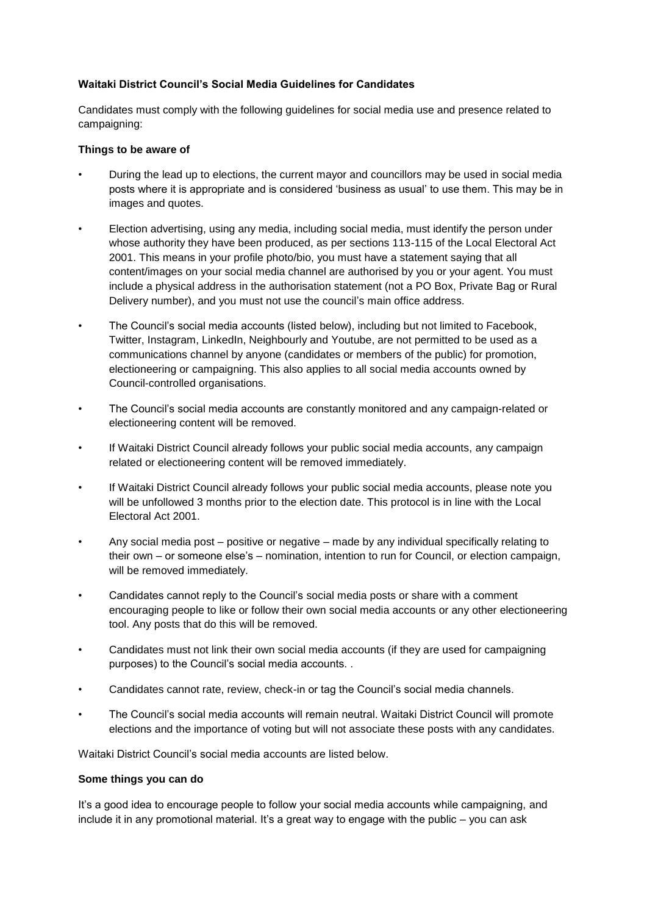**Waitaki District Council's Social Media Guidelines for Candidates**

Candidates must comply with the following guidelines for social media use and presence related to campaigning:

**Things to be aware of**

- During the lead up to elections, the current mayor and councillors may be used in social media posts where it is appropriate and is considered 'business as usual' to use them. This may be in images and quotes.
- Election advertising, using any media, including social media, must identify the person under whose authority they have been produced, as per sections 113-115 of the Local Electoral Act 2001. This means in your profile photo/bio, you must have a statement saying that all content/images on your social media channel are authorised by you or your agent. You must include a physical address in the authorisation statement (not a PO Box, Private Bag or Rural Delivery number), and you must not use the council's main office address.
- The Council's social media accounts (listed below), including but not limited to Facebook, Twitter, Instagram, LinkedIn, Neighbourly and Youtube, are not permitted to be used as a communications channel by anyone (candidates or members of the public) for promotion, electioneering or campaigning. This also applies to all social media accounts owned by Council-controlled organisations.
- The Council's social media accounts are constantly monitored and any campaign-related or electioneering content will be removed.
- If Waitaki District Council already follows your public social media accounts, any campaign related or electioneering content will be removed immediately.
- If Waitaki District Council already follows your public social media accounts, please note you will be unfollowed 3 months prior to the election date. This protocol is in line with the Local Electoral Act 2001.
- Any social media post – positive or negative – made by any individual specifically relating to their own – or someone else's – nomination, intention to run for Council, or election campaign, will be removed immediately.
- Candidates cannot reply to the Council's social media posts or share with a comment encouraging people to like or follow their own social media accounts or any other electioneering tool. Any posts that do this will be removed.
- Candidates must not link their own social media accounts (if they are used for campaigning purposes) to the Council's social media accounts. .
- Candidates cannot rate, review, check-in or tag the Council's social media channels.
- The Council's social media accounts will remain neutral. Waitaki District Council will promote elections and the importance of voting but will not associate these posts with any candidates.

Waitaki District Council's social media accounts are listed below.

**Some things you can do**

It's a good idea to encourage people to follow your social media accounts while campaigning, and include it in any promotional material. It's a great way to engage with the public – you can ask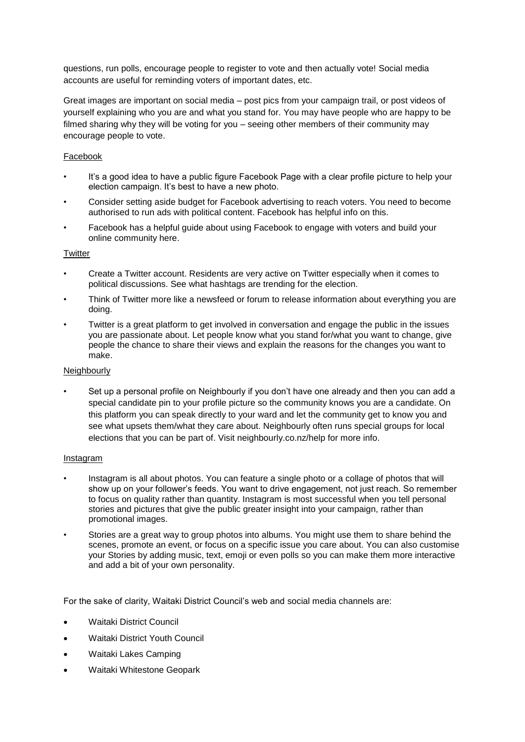questions, run polls, encourage people to register to vote and then actually vote! Social media accounts are useful for reminding voters of important dates, etc.

Great images are important on social media – post pics from your campaign trail, or post videos of yourself explaining who you are and what you stand for. You may have people who are happy to be filmed sharing why they will be voting for you – seeing other members of their community may encourage people to vote.

### Facebook

- It's a good idea to have a public figure Facebook Page with a clear profile picture to help your election campaign. It's best to have a new photo.
- Consider setting aside budget for Facebook advertising to reach voters. You need to become authorised to run ads with political content. Facebook has helpful info on this.
- Facebook has a helpful guide about using Facebook to engage with voters and build your online community here.

### Twitter

- Create a Twitter account. Residents are very active on Twitter especially when it comes to political discussions. See what hashtags are trending for the election.
- Think of Twitter more like a newsfeed or forum to release information about everything you are doing.
- Twitter is a great platform to get involved in conversation and engage the public in the issues you are passionate about. Let people know what you stand for/what you want to change, give people the chance to share their views and explain the reasons for the changes you want to make.

### Neighbourly

- Set up a personal profile on Neighbourly if you don't have one already and then you can add a special candidate pin to your profile picture so the community knows you are a candidate. On this platform you can speak directly to your ward and let the community get to know you and see what upsets them/what they care about. Neighbourly often runs special groups for local elections that you can be part of. Visit neighbourly.co.nz/help for more info.

### Instagram

- Instagram is all about photos. You can feature a single photo or a collage of photos that will show up on your follower's feeds. You want to drive engagement, not just reach. So remember to focus on quality rather than quantity. Instagram is most successful when you tell personal stories and pictures that give the public greater insight into your campaign, rather than promotional images.
- Stories are a great way to group photos into albums. You might use them to share behind the scenes, promote an event, or focus on a specific issue you care about. You can also customise your Stories by adding music, text, emoji or even polls so you can make them more interactive and add a bit of your own personality.

For the sake of clarity, Waitaki District Council's web and social media channels are:

- Waitaki District Council
- Waitaki District Youth Council
- Waitaki Lakes Camping
- Waitaki Whitestone Geopark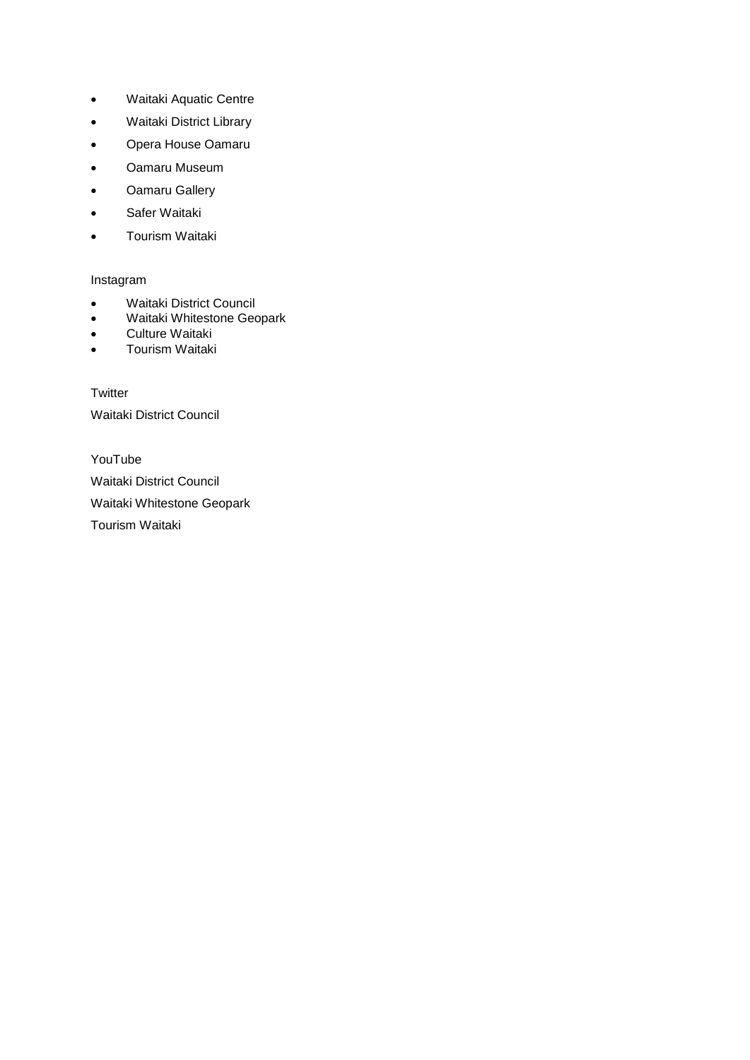- Waitaki Aquatic Centre
- Waitaki District Library
- Opera House Oamaru
- Oamaru Museum
- Oamaru Gallery
- Safer Waitaki
- Tourism Waitaki

Instagram

- Waitaki District Council
- Waitaki Whitestone Geopark
- Culture Waitaki
- Tourism Waitaki

Twitter

Waitaki District Council

YouTube

Waitaki District Council

Waitaki Whitestone Geopark

Tourism Waitaki